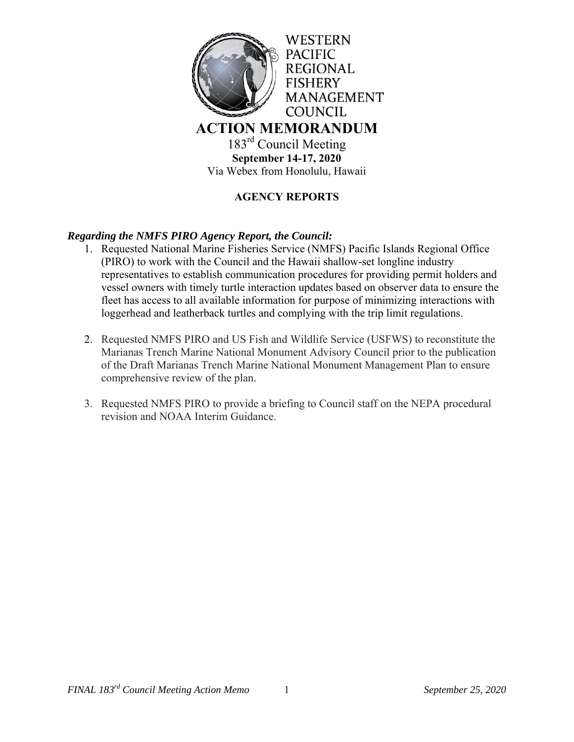WESTERN PACIFIC REGIONAL FISHERY MANAGEMENT COUNCIL

# ACTION MEMORANDUM

183rd Council Meeting
**September 14-17, 2020**
Via Webex from Honolulu, Hawaii

## AGENCY REPORTS

***Regarding the NMFS PIRO Agency Report, the Council:***

1. Requested National Marine Fisheries Service (NMFS) Pacific Islands Regional Office (PIRO) to work with the Council and the Hawaii shallow-set longline industry representatives to establish communication procedures for providing permit holders and vessel owners with timely turtle interaction updates based on observer data to ensure the fleet has access to all available information for purpose of minimizing interactions with loggerhead and leatherback turtles and complying with the trip limit regulations.

2. Requested NMFS PIRO and US Fish and Wildlife Service (USFWS) to reconstitute the Marianas Trench Marine National Monument Advisory Council prior to the publication of the Draft Marianas Trench Marine National Monument Management Plan to ensure comprehensive review of the plan.

3. Requested NMFS PIRO to provide a briefing to Council staff on the NEPA procedural revision and NOAA Interim Guidance.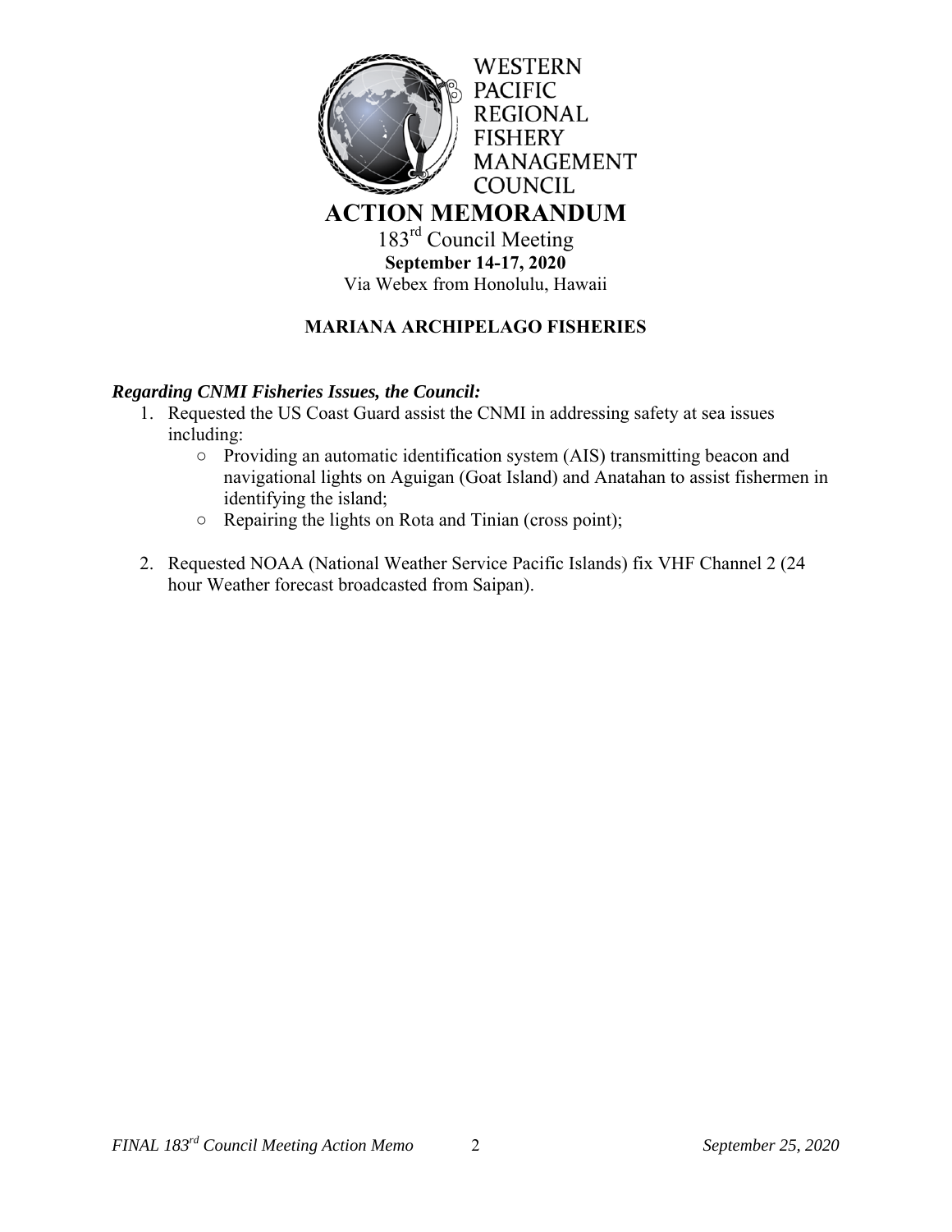WESTERN PACIFIC REGIONAL FISHERY MANAGEMENT COUNCIL

# ACTION MEMORANDUM

183rd Council Meeting
**September 14-17, 2020**
Via Webex from Honolulu, Hawaii

## MARIANA ARCHIPELAGO FISHERIES

***Regarding CNMI Fisheries Issues, the Council:***

1. Requested the US Coast Guard assist the CNMI in addressing safety at sea issues including:
   - Providing an automatic identification system (AIS) transmitting beacon and navigational lights on Aguigan (Goat Island) and Anatahan to assist fishermen in identifying the island;
   - Repairing the lights on Rota and Tinian (cross point);

2. Requested NOAA (National Weather Service Pacific Islands) fix VHF Channel 2 (24 hour Weather forecast broadcasted from Saipan).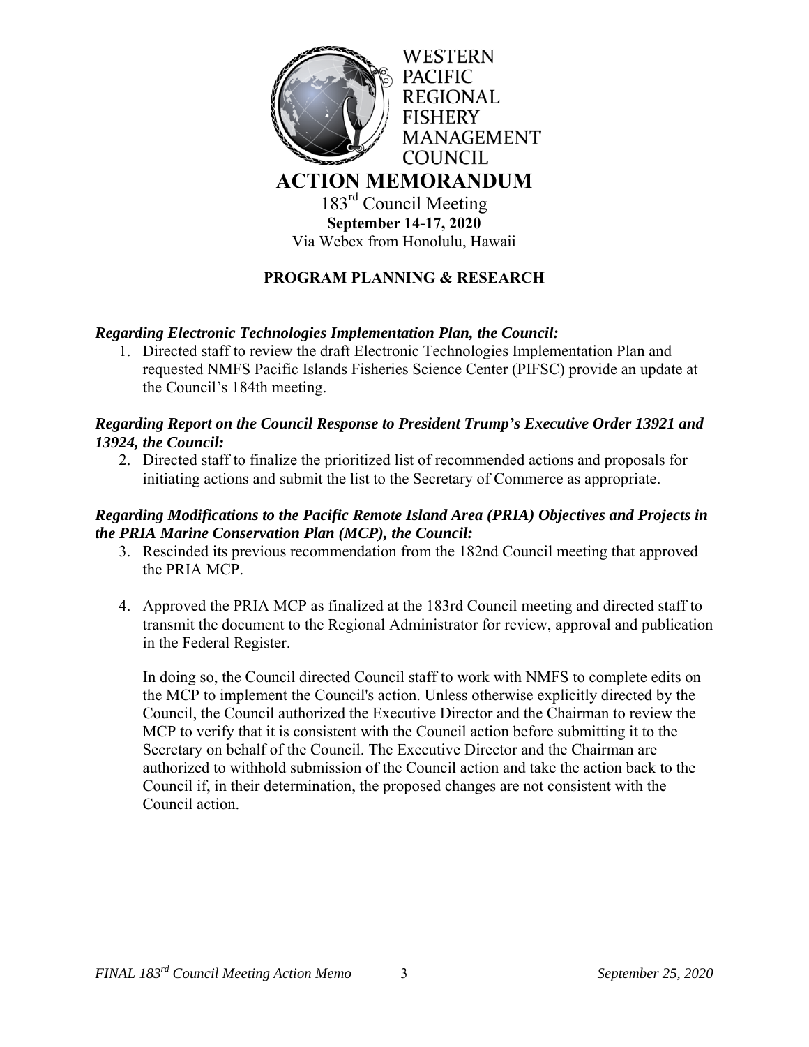WESTERN PACIFIC REGIONAL FISHERY MANAGEMENT COUNCIL

# ACTION MEMORANDUM

183rd Council Meeting
**September 14-17, 2020**
Via Webex from Honolulu, Hawaii

## PROGRAM PLANNING & RESEARCH

***Regarding Electronic Technologies Implementation Plan, the Council:***

1. Directed staff to review the draft Electronic Technologies Implementation Plan and requested NMFS Pacific Islands Fisheries Science Center (PIFSC) provide an update at the Council's 184th meeting.

***Regarding Report on the Council Response to President Trump's Executive Order 13921 and 13924, the Council:***

2. Directed staff to finalize the prioritized list of recommended actions and proposals for initiating actions and submit the list to the Secretary of Commerce as appropriate.

***Regarding Modifications to the Pacific Remote Island Area (PRIA) Objectives and Projects in the PRIA Marine Conservation Plan (MCP), the Council:***

3. Rescinded its previous recommendation from the 182nd Council meeting that approved the PRIA MCP.

4. Approved the PRIA MCP as finalized at the 183rd Council meeting and directed staff to transmit the document to the Regional Administrator for review, approval and publication in the Federal Register.

   In doing so, the Council directed Council staff to work with NMFS to complete edits on the MCP to implement the Council's action. Unless otherwise explicitly directed by the Council, the Council authorized the Executive Director and the Chairman to review the MCP to verify that it is consistent with the Council action before submitting it to the Secretary on behalf of the Council. The Executive Director and the Chairman are authorized to withhold submission of the Council action and take the action back to the Council if, in their determination, the proposed changes are not consistent with the Council action.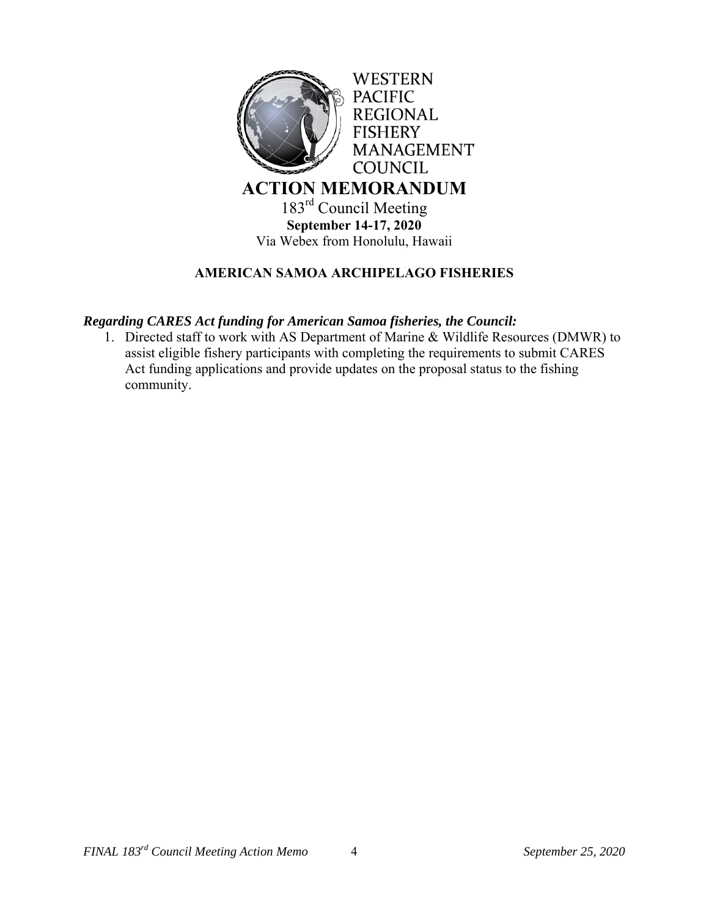WESTERN PACIFIC REGIONAL FISHERY MANAGEMENT COUNCIL

# ACTION MEMORANDUM

183rd Council Meeting
**September 14-17, 2020**
Via Webex from Honolulu, Hawaii

## AMERICAN SAMOA ARCHIPELAGO FISHERIES

***Regarding CARES Act funding for American Samoa fisheries, the Council:***

1. Directed staff to work with AS Department of Marine & Wildlife Resources (DMWR) to assist eligible fishery participants with completing the requirements to submit CARES Act funding applications and provide updates on the proposal status to the fishing community.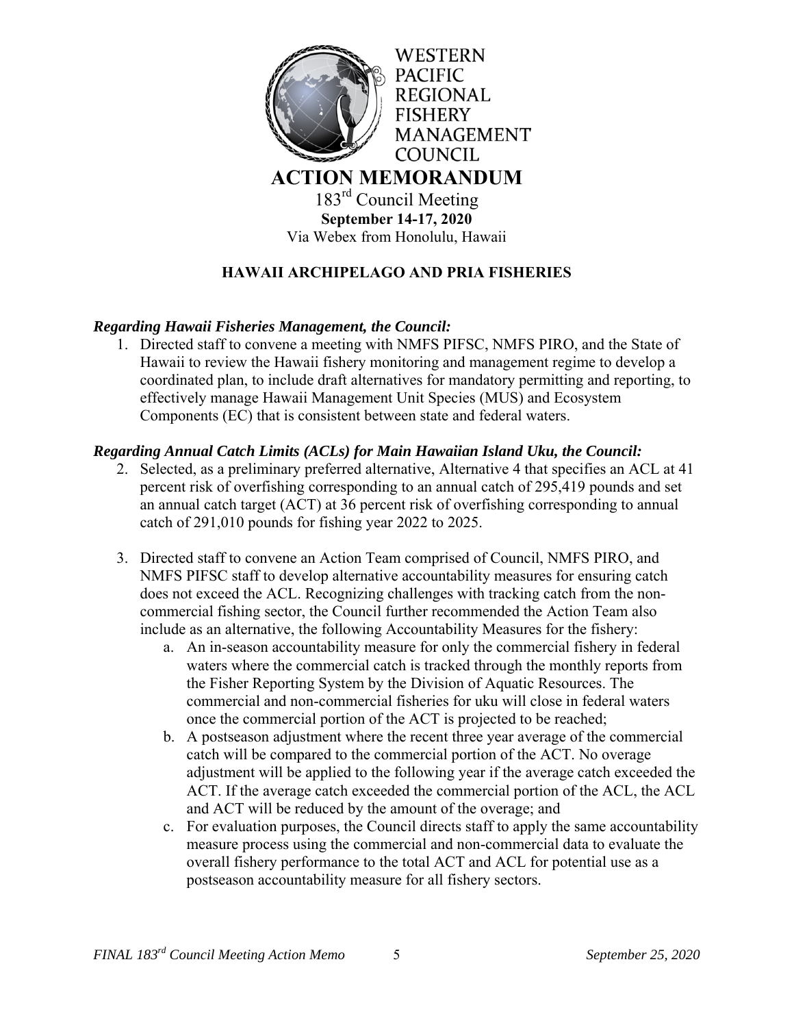# WESTERN PACIFIC REGIONAL FISHERY MANAGEMENT COUNCIL

# ACTION MEMORANDUM

183rd Council Meeting
**September 14-17, 2020**
Via Webex from Honolulu, Hawaii

## HAWAII ARCHIPELAGO AND PRIA FISHERIES

***Regarding Hawaii Fisheries Management, the Council:***

1. Directed staff to convene a meeting with NMFS PIFSC, NMFS PIRO, and the State of Hawaii to review the Hawaii fishery monitoring and management regime to develop a coordinated plan, to include draft alternatives for mandatory permitting and reporting, to effectively manage Hawaii Management Unit Species (MUS) and Ecosystem Components (EC) that is consistent between state and federal waters.

***Regarding Annual Catch Limits (ACLs) for Main Hawaiian Island Uku, the Council:***

2. Selected, as a preliminary preferred alternative, Alternative 4 that specifies an ACL at 41 percent risk of overfishing corresponding to an annual catch of 295,419 pounds and set an annual catch target (ACT) at 36 percent risk of overfishing corresponding to annual catch of 291,010 pounds for fishing year 2022 to 2025.

3. Directed staff to convene an Action Team comprised of Council, NMFS PIRO, and NMFS PIFSC staff to develop alternative accountability measures for ensuring catch does not exceed the ACL. Recognizing challenges with tracking catch from the non-commercial fishing sector, the Council further recommended the Action Team also include as an alternative, the following Accountability Measures for the fishery:
   a. An in-season accountability measure for only the commercial fishery in federal waters where the commercial catch is tracked through the monthly reports from the Fisher Reporting System by the Division of Aquatic Resources. The commercial and non-commercial fisheries for uku will close in federal waters once the commercial portion of the ACT is projected to be reached;
   b. A postseason adjustment where the recent three year average of the commercial catch will be compared to the commercial portion of the ACT. No overage adjustment will be applied to the following year if the average catch exceeded the ACT. If the average catch exceeded the commercial portion of the ACL, the ACL and ACT will be reduced by the amount of the overage; and
   c. For evaluation purposes, the Council directs staff to apply the same accountability measure process using the commercial and non-commercial data to evaluate the overall fishery performance to the total ACT and ACL for potential use as a postseason accountability measure for all fishery sectors.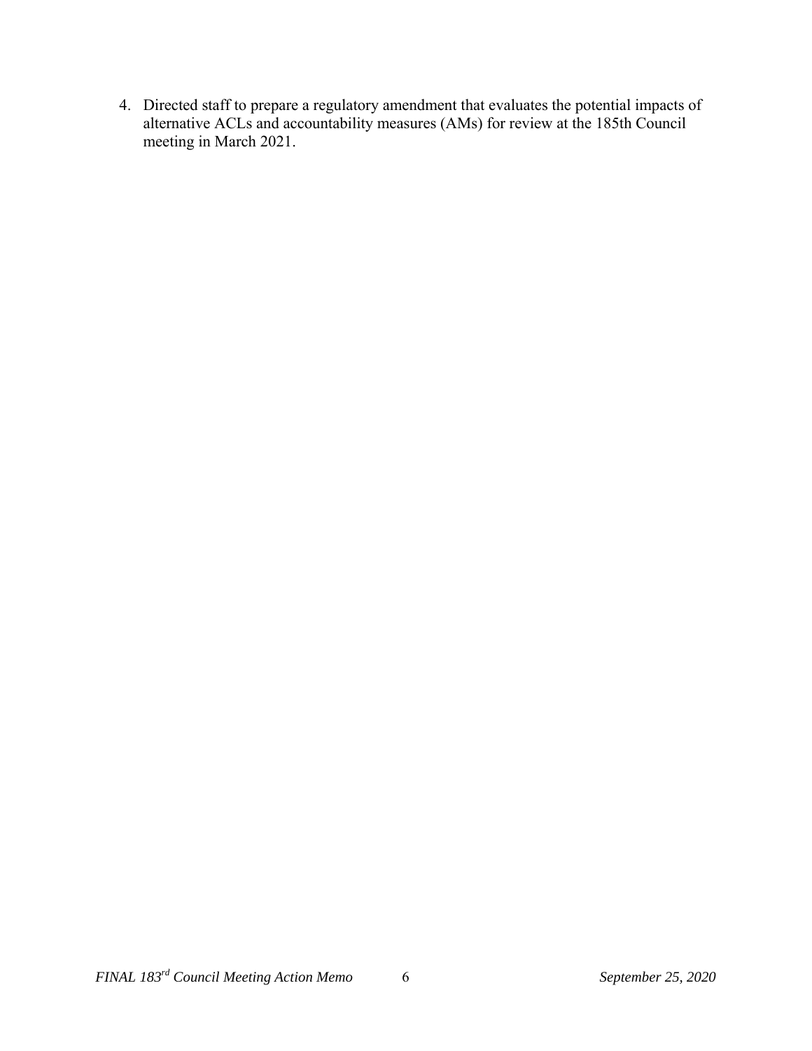4. Directed staff to prepare a regulatory amendment that evaluates the potential impacts of alternative ACLs and accountability measures (AMs) for review at the 185th Council meeting in March 2021.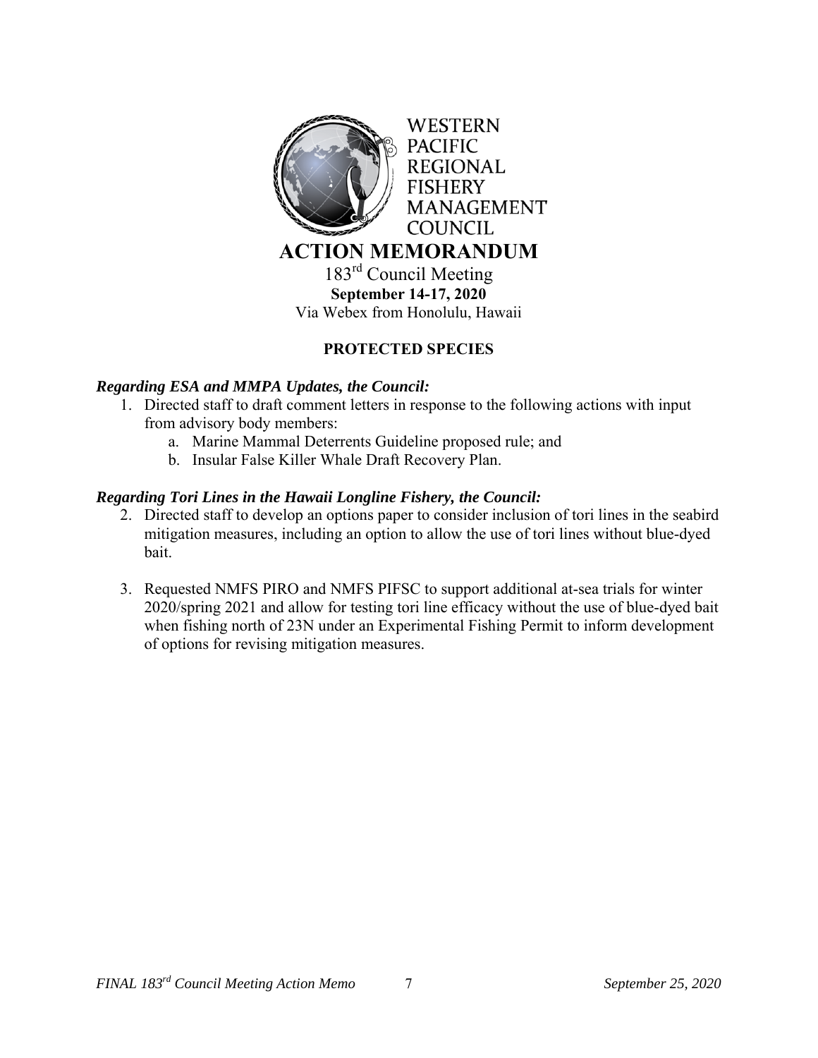WESTERN PACIFIC REGIONAL FISHERY MANAGEMENT COUNCIL

# ACTION MEMORANDUM

183rd Council Meeting
**September 14-17, 2020**
Via Webex from Honolulu, Hawaii

## PROTECTED SPECIES

### *Regarding ESA and MMPA Updates, the Council:*

1. Directed staff to draft comment letters in response to the following actions with input from advisory body members:
   a. Marine Mammal Deterrents Guideline proposed rule; and
   b. Insular False Killer Whale Draft Recovery Plan.

### *Regarding Tori Lines in the Hawaii Longline Fishery, the Council:*

2. Directed staff to develop an options paper to consider inclusion of tori lines in the seabird mitigation measures, including an option to allow the use of tori lines without blue-dyed bait.

3. Requested NMFS PIRO and NMFS PIFSC to support additional at-sea trials for winter 2020/spring 2021 and allow for testing tori line efficacy without the use of blue-dyed bait when fishing north of 23N under an Experimental Fishing Permit to inform development of options for revising mitigation measures.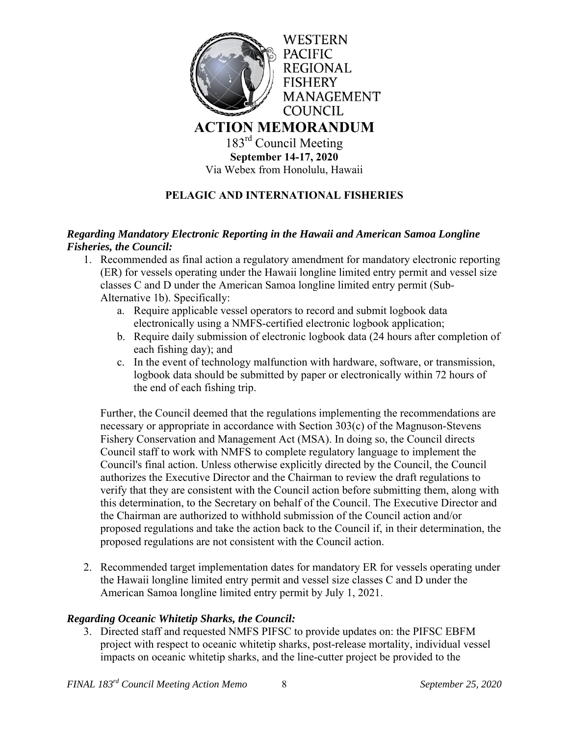WESTERN PACIFIC REGIONAL FISHERY MANAGEMENT COUNCIL

# ACTION MEMORANDUM

183rd Council Meeting
**September 14-17, 2020**
Via Webex from Honolulu, Hawaii

## PELAGIC AND INTERNATIONAL FISHERIES

***Regarding Mandatory Electronic Reporting in the Hawaii and American Samoa Longline Fisheries, the Council:***

1. Recommended as final action a regulatory amendment for mandatory electronic reporting (ER) for vessels operating under the Hawaii longline limited entry permit and vessel size classes C and D under the American Samoa longline limited entry permit (Sub-Alternative 1b). Specifically:
    a. Require applicable vessel operators to record and submit logbook data electronically using a NMFS-certified electronic logbook application;
    b. Require daily submission of electronic logbook data (24 hours after completion of each fishing day); and
    c. In the event of technology malfunction with hardware, software, or transmission, logbook data should be submitted by paper or electronically within 72 hours of the end of each fishing trip.

    Further, the Council deemed that the regulations implementing the recommendations are necessary or appropriate in accordance with Section 303(c) of the Magnuson-Stevens Fishery Conservation and Management Act (MSA). In doing so, the Council directs Council staff to work with NMFS to complete regulatory language to implement the Council's final action. Unless otherwise explicitly directed by the Council, the Council authorizes the Executive Director and the Chairman to review the draft regulations to verify that they are consistent with the Council action before submitting them, along with this determination, to the Secretary on behalf of the Council. The Executive Director and the Chairman are authorized to withhold submission of the Council action and/or proposed regulations and take the action back to the Council if, in their determination, the proposed regulations are not consistent with the Council action.

2. Recommended target implementation dates for mandatory ER for vessels operating under the Hawaii longline limited entry permit and vessel size classes C and D under the American Samoa longline limited entry permit by July 1, 2021.

***Regarding Oceanic Whitetip Sharks, the Council:***

3. Directed staff and requested NMFS PIFSC to provide updates on: the PIFSC EBFM project with respect to oceanic whitetip sharks, post-release mortality, individual vessel impacts on oceanic whitetip sharks, and the line-cutter project be provided to the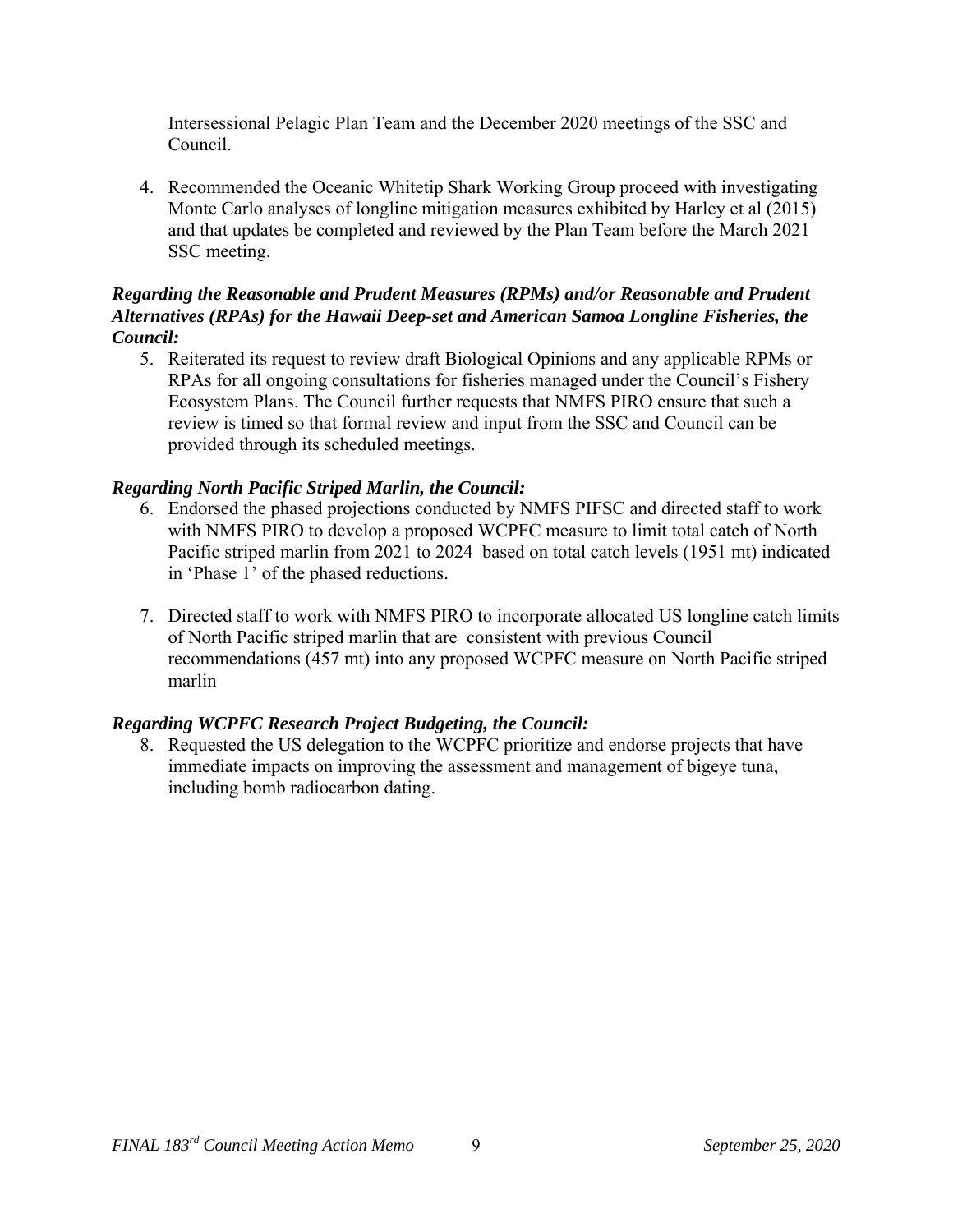Intersessional Pelagic Plan Team and the December 2020 meetings of the SSC and Council.

4. Recommended the Oceanic Whitetip Shark Working Group proceed with investigating Monte Carlo analyses of longline mitigation measures exhibited by Harley et al (2015) and that updates be completed and reviewed by the Plan Team before the March 2021 SSC meeting.

***Regarding the Reasonable and Prudent Measures (RPMs) and/or Reasonable and Prudent Alternatives (RPAs) for the Hawaii Deep-set and American Samoa Longline Fisheries, the Council:***

5. Reiterated its request to review draft Biological Opinions and any applicable RPMs or RPAs for all ongoing consultations for fisheries managed under the Council's Fishery Ecosystem Plans. The Council further requests that NMFS PIRO ensure that such a review is timed so that formal review and input from the SSC and Council can be provided through its scheduled meetings.

***Regarding North Pacific Striped Marlin, the Council:***

6. Endorsed the phased projections conducted by NMFS PIFSC and directed staff to work with NMFS PIRO to develop a proposed WCPFC measure to limit total catch of North Pacific striped marlin from 2021 to 2024 based on total catch levels (1951 mt) indicated in 'Phase 1' of the phased reductions.

7. Directed staff to work with NMFS PIRO to incorporate allocated US longline catch limits of North Pacific striped marlin that are consistent with previous Council recommendations (457 mt) into any proposed WCPFC measure on North Pacific striped marlin

***Regarding WCPFC Research Project Budgeting, the Council:***

8. Requested the US delegation to the WCPFC prioritize and endorse projects that have immediate impacts on improving the assessment and management of bigeye tuna, including bomb radiocarbon dating.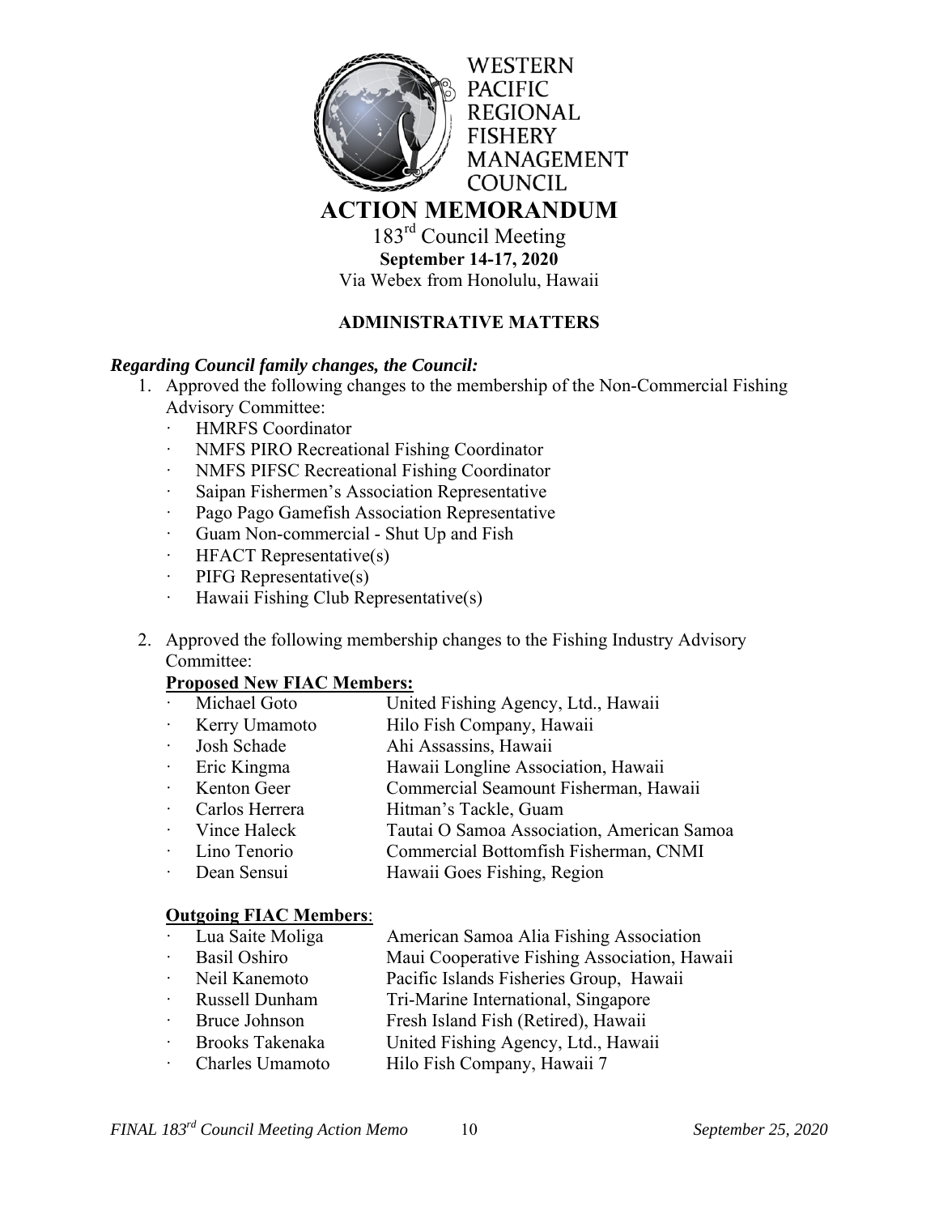WESTERN PACIFIC REGIONAL FISHERY MANAGEMENT COUNCIL

# ACTION MEMORANDUM

183rd Council Meeting
**September 14-17, 2020**
Via Webex from Honolulu, Hawaii

## ADMINISTRATIVE MATTERS

***Regarding Council family changes, the Council:***

1. Approved the following changes to the membership of the Non-Commercial Fishing Advisory Committee:
   - HMRFS Coordinator
   - NMFS PIRO Recreational Fishing Coordinator
   - NMFS PIFSC Recreational Fishing Coordinator
   - Saipan Fishermen's Association Representative
   - Pago Pago Gamefish Association Representative
   - Guam Non-commercial - Shut Up and Fish
   - HFACT Representative(s)
   - PIFG Representative(s)
   - Hawaii Fishing Club Representative(s)

2. Approved the following membership changes to the Fishing Industry Advisory Committee:

   **Proposed New FIAC Members:**
   - Michael Goto — United Fishing Agency, Ltd., Hawaii
   - Kerry Umamoto — Hilo Fish Company, Hawaii
   - Josh Schade — Ahi Assassins, Hawaii
   - Eric Kingma — Hawaii Longline Association, Hawaii
   - Kenton Geer — Commercial Seamount Fisherman, Hawaii
   - Carlos Herrera — Hitman's Tackle, Guam
   - Vince Haleck — Tautai O Samoa Association, American Samoa
   - Lino Tenorio — Commercial Bottomfish Fisherman, CNMI
   - Dean Sensui — Hawaii Goes Fishing, Region

   **Outgoing FIAC Members**:
   - Lua Saite Moliga — American Samoa Alia Fishing Association
   - Basil Oshiro — Maui Cooperative Fishing Association, Hawaii
   - Neil Kanemoto — Pacific Islands Fisheries Group, Hawaii
   - Russell Dunham — Tri-Marine International, Singapore
   - Bruce Johnson — Fresh Island Fish (Retired), Hawaii
   - Brooks Takenaka — United Fishing Agency, Ltd., Hawaii
   - Charles Umamoto — Hilo Fish Company, Hawaii 7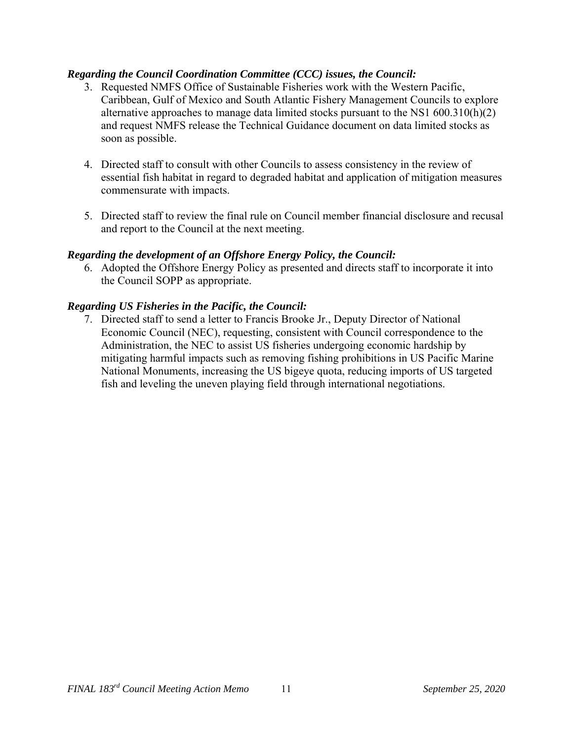***Regarding the Council Coordination Committee (CCC) issues, the Council:***

3. Requested NMFS Office of Sustainable Fisheries work with the Western Pacific, Caribbean, Gulf of Mexico and South Atlantic Fishery Management Councils to explore alternative approaches to manage data limited stocks pursuant to the NS1 600.310(h)(2) and request NMFS release the Technical Guidance document on data limited stocks as soon as possible.

4. Directed staff to consult with other Councils to assess consistency in the review of essential fish habitat in regard to degraded habitat and application of mitigation measures commensurate with impacts.

5. Directed staff to review the final rule on Council member financial disclosure and recusal and report to the Council at the next meeting.

***Regarding the development of an Offshore Energy Policy, the Council:***

6. Adopted the Offshore Energy Policy as presented and directs staff to incorporate it into the Council SOPP as appropriate.

***Regarding US Fisheries in the Pacific, the Council:***

7. Directed staff to send a letter to Francis Brooke Jr., Deputy Director of National Economic Council (NEC), requesting, consistent with Council correspondence to the Administration, the NEC to assist US fisheries undergoing economic hardship by mitigating harmful impacts such as removing fishing prohibitions in US Pacific Marine National Monuments, increasing the US bigeye quota, reducing imports of US targeted fish and leveling the uneven playing field through international negotiations.